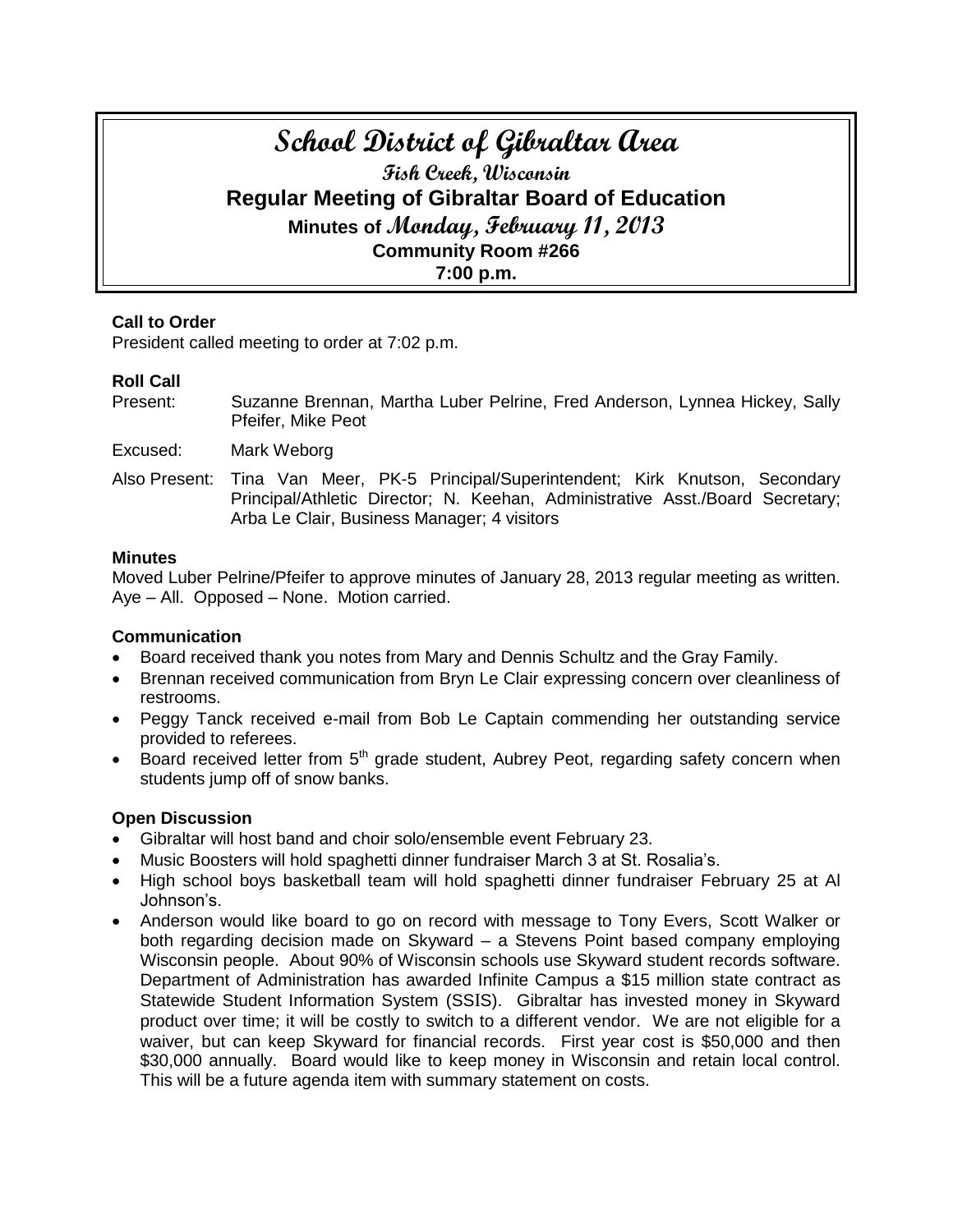# School District of Gibraltar Area

## Fish Creek, Wisconsin

## Regular Meeting of Gibraltar Board of Education

### Minutes of Monday, February 11, 2013

### Community Room #266

### 7:00 p.m.

**Call to Order**

President called meeting to order at 7:02 p.m.

**Roll Call**

Present: Suzanne Brennan, Martha Luber Pelrine, Fred Anderson, Lynnea Hickey, Sally Pfeifer, Mike Peot

Excused: Mark Weborg

Also Present: Tina Van Meer, PK-5 Principal/Superintendent; Kirk Knutson, Secondary Principal/Athletic Director; N. Keehan, Administrative Asst./Board Secretary; Arba Le Clair, Business Manager; 4 visitors

**Minutes**

Moved Luber Pelrine/Pfeifer to approve minutes of January 28, 2013 regular meeting as written. Aye – All. Opposed – None. Motion carried.

**Communication**

- Board received thank you notes from Mary and Dennis Schultz and the Gray Family.
- Brennan received communication from Bryn Le Clair expressing concern over cleanliness of restrooms.
- Peggy Tanck received e-mail from Bob Le Captain commending her outstanding service provided to referees.
- Board received letter from 5th grade student, Aubrey Peot, regarding safety concern when students jump off of snow banks.

**Open Discussion**

- Gibraltar will host band and choir solo/ensemble event February 23.
- Music Boosters will hold spaghetti dinner fundraiser March 3 at St. Rosalia's.
- High school boys basketball team will hold spaghetti dinner fundraiser February 25 at Al Johnson's.
- Anderson would like board to go on record with message to Tony Evers, Scott Walker or both regarding decision made on Skyward – a Stevens Point based company employing Wisconsin people. About 90% of Wisconsin schools use Skyward student records software. Department of Administration has awarded Infinite Campus a $15 million state contract as Statewide Student Information System (SSIS). Gibraltar has invested money in Skyward product over time; it will be costly to switch to a different vendor. We are not eligible for a waiver, but can keep Skyward for financial records. First year cost is $50,000 and then $30,000 annually. Board would like to keep money in Wisconsin and retain local control. This will be a future agenda item with summary statement on costs.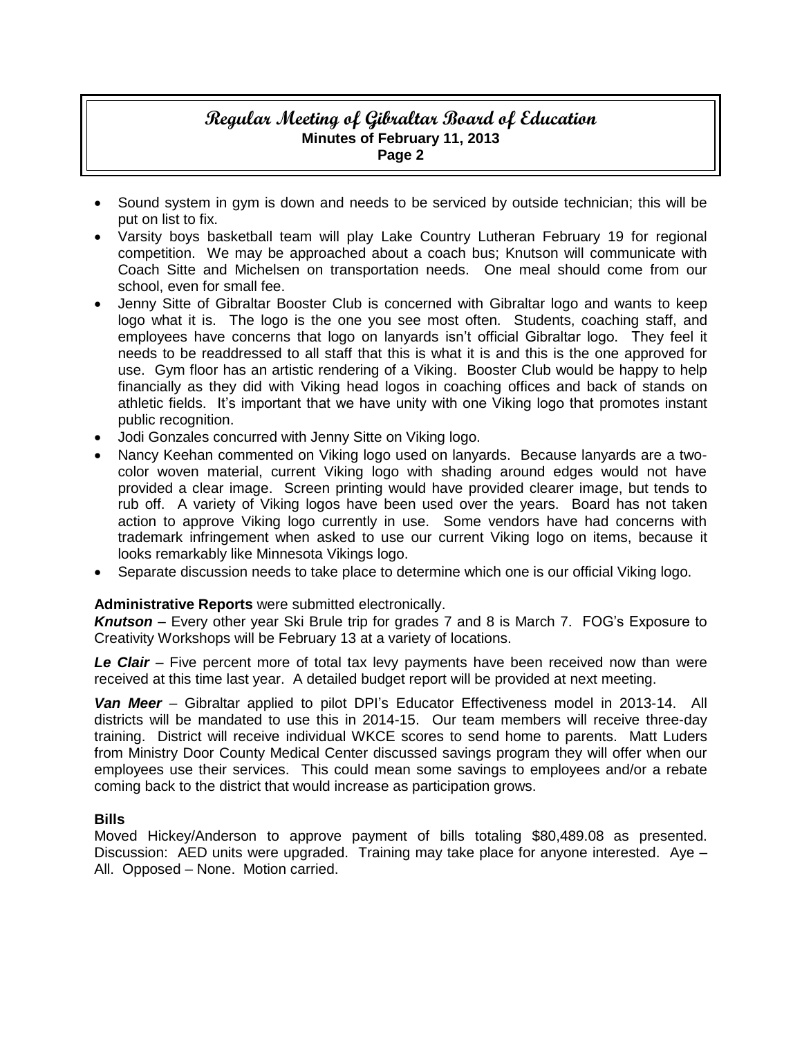- Sound system in gym is down and needs to be serviced by outside technician; this will be put on list to fix.
- Varsity boys basketball team will play Lake Country Lutheran February 19 for regional competition. We may be approached about a coach bus; Knutson will communicate with Coach Sitte and Michelsen on transportation needs. One meal should come from our school, even for small fee.
- Jenny Sitte of Gibraltar Booster Club is concerned with Gibraltar logo and wants to keep logo what it is. The logo is the one you see most often. Students, coaching staff, and employees have concerns that logo on lanyards isn't official Gibraltar logo. They feel it needs to be readdressed to all staff that this is what it is and this is the one approved for use. Gym floor has an artistic rendering of a Viking. Booster Club would be happy to help financially as they did with Viking head logos in coaching offices and back of stands on athletic fields. It's important that we have unity with one Viking logo that promotes instant public recognition.
- Jodi Gonzales concurred with Jenny Sitte on Viking logo.
- Nancy Keehan commented on Viking logo used on lanyards. Because lanyards are a two-color woven material, current Viking logo with shading around edges would not have provided a clear image. Screen printing would have provided clearer image, but tends to rub off. A variety of Viking logos have been used over the years. Board has not taken action to approve Viking logo currently in use. Some vendors have had concerns with trademark infringement when asked to use our current Viking logo on items, because it looks remarkably like Minnesota Vikings logo.
- Separate discussion needs to take place to determine which one is our official Viking logo.

**Administrative Reports** were submitted electronically.

***Knutson*** – Every other year Ski Brule trip for grades 7 and 8 is March 7. FOG's Exposure to Creativity Workshops will be February 13 at a variety of locations.

***Le Clair*** – Five percent more of total tax levy payments have been received now than were received at this time last year. A detailed budget report will be provided at next meeting.

***Van Meer*** – Gibraltar applied to pilot DPI's Educator Effectiveness model in 2013-14. All districts will be mandated to use this in 2014-15. Our team members will receive three-day training. District will receive individual WKCE scores to send home to parents. Matt Luders from Ministry Door County Medical Center discussed savings program they will offer when our employees use their services. This could mean some savings to employees and/or a rebate coming back to the district that would increase as participation grows.

**Bills**

Moved Hickey/Anderson to approve payment of bills totaling $80,489.08 as presented. Discussion: AED units were upgraded. Training may take place for anyone interested. Aye – All. Opposed – None. Motion carried.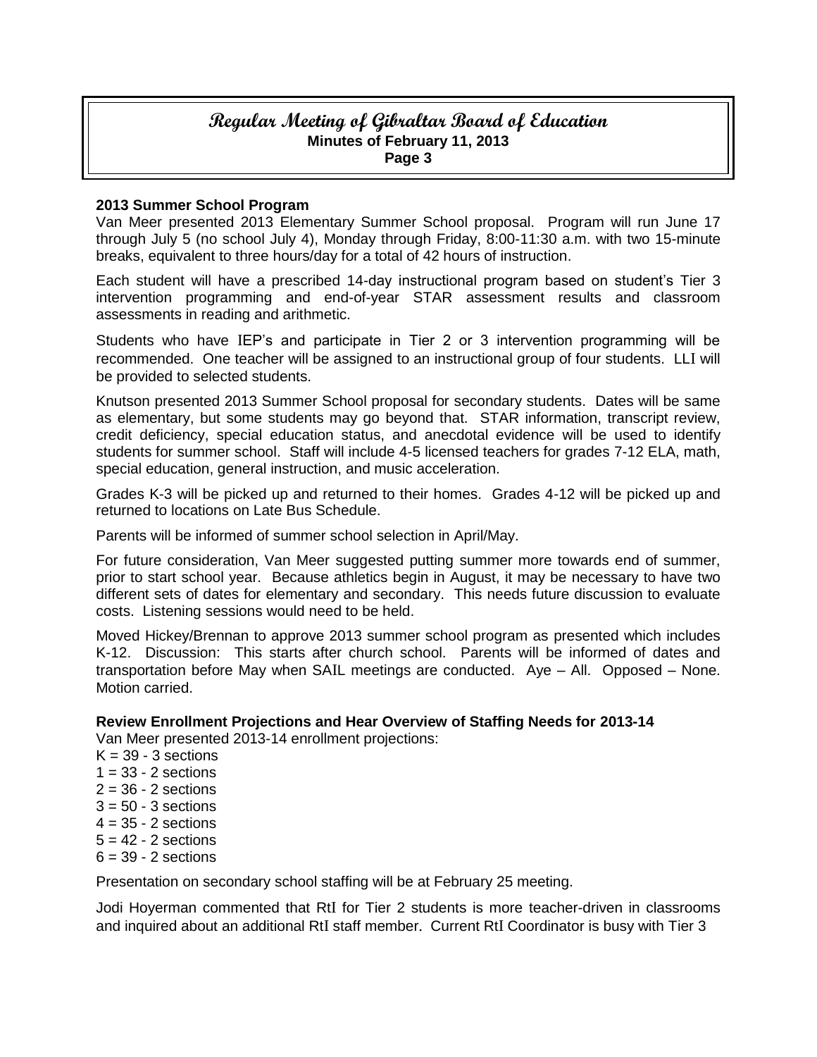## 2013 Summer School Program

Van Meer presented 2013 Elementary Summer School proposal. Program will run June 17 through July 5 (no school July 4), Monday through Friday, 8:00-11:30 a.m. with two 15-minute breaks, equivalent to three hours/day for a total of 42 hours of instruction.

Each student will have a prescribed 14-day instructional program based on student's Tier 3 intervention programming and end-of-year STAR assessment results and classroom assessments in reading and arithmetic.

Students who have IEP's and participate in Tier 2 or 3 intervention programming will be recommended. One teacher will be assigned to an instructional group of four students. LLI will be provided to selected students.

Knutson presented 2013 Summer School proposal for secondary students. Dates will be same as elementary, but some students may go beyond that. STAR information, transcript review, credit deficiency, special education status, and anecdotal evidence will be used to identify students for summer school. Staff will include 4-5 licensed teachers for grades 7-12 ELA, math, special education, general instruction, and music acceleration.

Grades K-3 will be picked up and returned to their homes. Grades 4-12 will be picked up and returned to locations on Late Bus Schedule.

Parents will be informed of summer school selection in April/May.

For future consideration, Van Meer suggested putting summer more towards end of summer, prior to start school year. Because athletics begin in August, it may be necessary to have two different sets of dates for elementary and secondary. This needs future discussion to evaluate costs. Listening sessions would need to be held.

Moved Hickey/Brennan to approve 2013 summer school program as presented which includes K-12. Discussion: This starts after church school. Parents will be informed of dates and transportation before May when SAIL meetings are conducted. Aye – All. Opposed – None. Motion carried.

## Review Enrollment Projections and Hear Overview of Staffing Needs for 2013-14

Van Meer presented 2013-14 enrollment projections:

K = 39 - 3 sections
1 = 33 - 2 sections
2 = 36 - 2 sections
3 = 50 - 3 sections
4 = 35 - 2 sections
5 = 42 - 2 sections
6 = 39 - 2 sections

Presentation on secondary school staffing will be at February 25 meeting.

Jodi Hoyerman commented that RtI for Tier 2 students is more teacher-driven in classrooms and inquired about an additional RtI staff member. Current RtI Coordinator is busy with Tier 3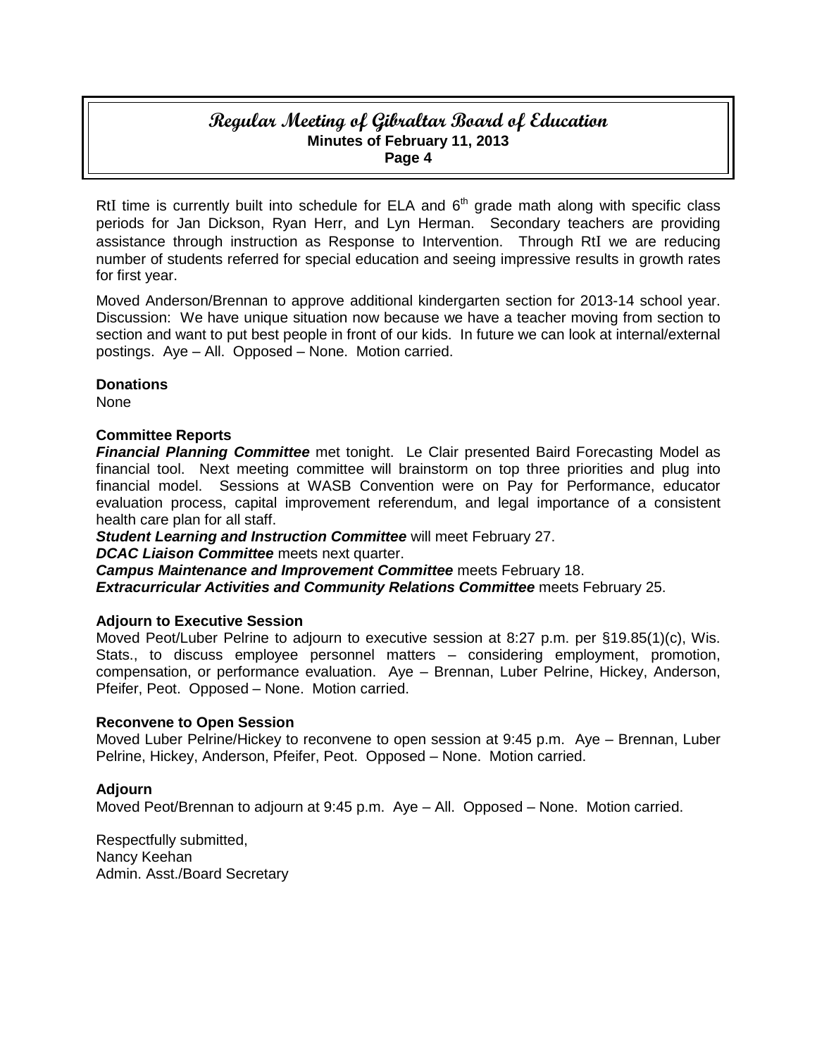RtI time is currently built into schedule for ELA and 6th grade math along with specific class periods for Jan Dickson, Ryan Herr, and Lyn Herman. Secondary teachers are providing assistance through instruction as Response to Intervention. Through RtI we are reducing number of students referred for special education and seeing impressive results in growth rates for first year.

Moved Anderson/Brennan to approve additional kindergarten section for 2013-14 school year. Discussion: We have unique situation now because we have a teacher moving from section to section and want to put best people in front of our kids. In future we can look at internal/external postings. Aye – All. Opposed – None. Motion carried.

**Donations**

None

**Committee Reports**

***Financial Planning Committee*** met tonight. Le Clair presented Baird Forecasting Model as financial tool. Next meeting committee will brainstorm on top three priorities and plug into financial model. Sessions at WASB Convention were on Pay for Performance, educator evaluation process, capital improvement referendum, and legal importance of a consistent health care plan for all staff.

***Student Learning and Instruction Committee*** will meet February 27.

***DCAC Liaison Committee*** meets next quarter.

***Campus Maintenance and Improvement Committee*** meets February 18.

***Extracurricular Activities and Community Relations Committee*** meets February 25.

**Adjourn to Executive Session**

Moved Peot/Luber Pelrine to adjourn to executive session at 8:27 p.m. per §19.85(1)(c), Wis. Stats., to discuss employee personnel matters – considering employment, promotion, compensation, or performance evaluation. Aye – Brennan, Luber Pelrine, Hickey, Anderson, Pfeifer, Peot. Opposed – None. Motion carried.

**Reconvene to Open Session**

Moved Luber Pelrine/Hickey to reconvene to open session at 9:45 p.m. Aye – Brennan, Luber Pelrine, Hickey, Anderson, Pfeifer, Peot. Opposed – None. Motion carried.

**Adjourn**

Moved Peot/Brennan to adjourn at 9:45 p.m. Aye – All. Opposed – None. Motion carried.

Respectfully submitted,
Nancy Keehan
Admin. Asst./Board Secretary